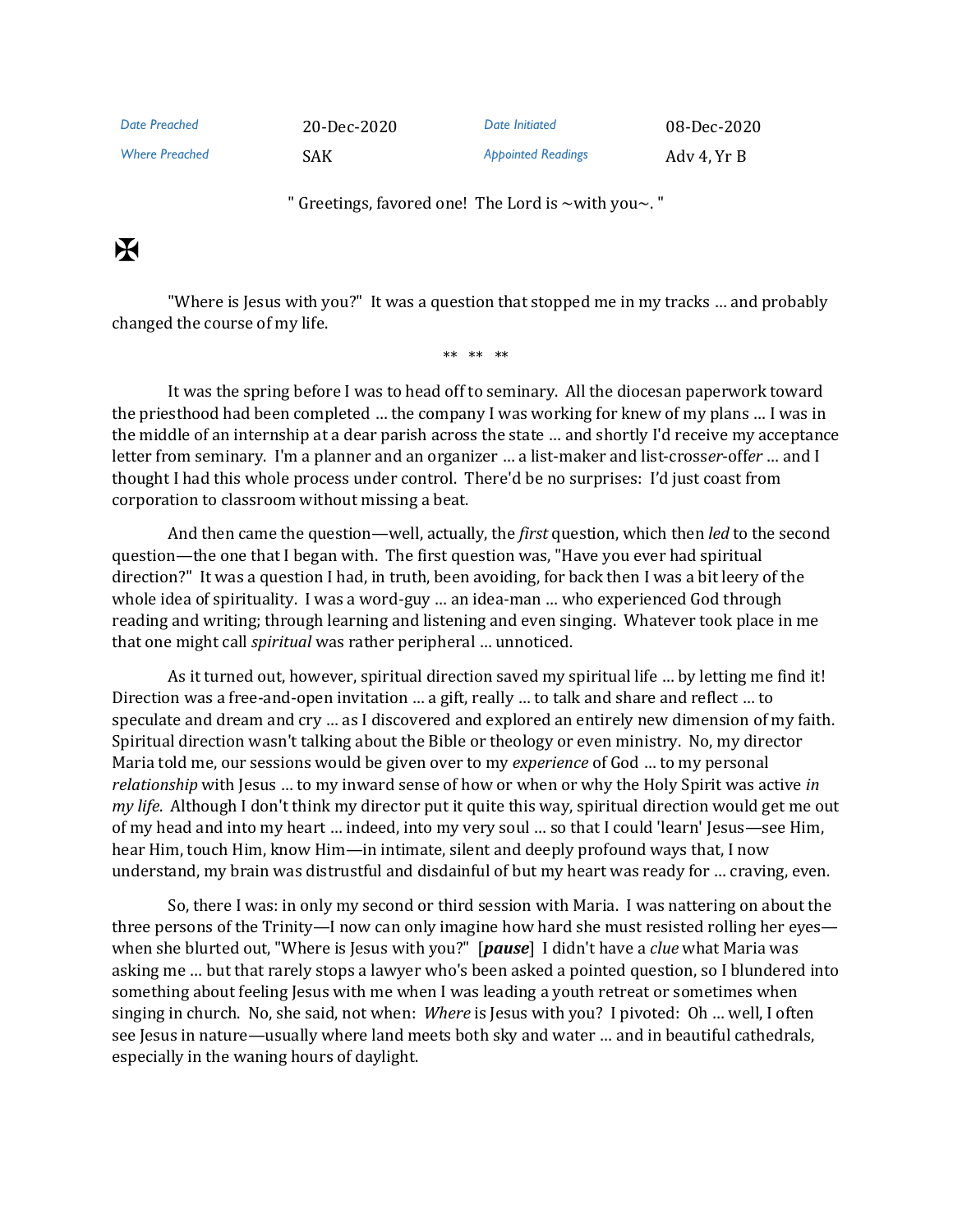| Date Preached | 20-Dec-2020 | Date Initiated | 08-Dec-2020 |
| --- | --- | --- | --- |
| Where Preached | SAK | Appointed Readings | Adv 4, Yr B |

" Greetings, favored one! The Lord is ~with you~. "

✠

"Where is Jesus with you?" It was a question that stopped me in my tracks … and probably changed the course of my life.

** ** **

It was the spring before I was to head off to seminary. All the diocesan paperwork toward the priesthood had been completed … the company I was working for knew of my plans … I was in the middle of an internship at a dear parish across the state … and shortly I'd receive my acceptance letter from seminary. I'm a planner and an organizer … a list-maker and list-cross*er*-off*er* … and I thought I had this whole process under control. There'd be no surprises: I'd just coast from corporation to classroom without missing a beat.

And then came the question—well, actually, the *first* question, which then *led* to the second question—the one that I began with. The first question was, "Have you ever had spiritual direction?" It was a question I had, in truth, been avoiding, for back then I was a bit leery of the whole idea of spirituality. I was a word-guy … an idea-man … who experienced God through reading and writing; through learning and listening and even singing. Whatever took place in me that one might call *spiritual* was rather peripheral … unnoticed.

As it turned out, however, spiritual direction saved my spiritual life … by letting me find it! Direction was a free-and-open invitation … a gift, really … to talk and share and reflect … to speculate and dream and cry … as I discovered and explored an entirely new dimension of my faith. Spiritual direction wasn't talking about the Bible or theology or even ministry. No, my director Maria told me, our sessions would be given over to my *experience* of God … to my personal *relationship* with Jesus … to my inward sense of how or when or why the Holy Spirit was active *in my life.* Although I don't think my director put it quite this way, spiritual direction would get me out of my head and into my heart … indeed, into my very soul … so that I could 'learn' Jesus—see Him, hear Him, touch Him, know Him—in intimate, silent and deeply profound ways that, I now understand, my brain was distrustful and disdainful of but my heart was ready for … craving, even.

So, there I was: in only my second or third session with Maria. I was nattering on about the three persons of the Trinity—I now can only imagine how hard she must resisted rolling her eyes—when she blurted out, "Where is Jesus with you?" [***pause***] I didn't have a *clue* what Maria was asking me … but that rarely stops a lawyer who's been asked a pointed question, so I blundered into something about feeling Jesus with me when I was leading a youth retreat or sometimes when singing in church. No, she said, not when: *Where* is Jesus with you? I pivoted: Oh … well, I often see Jesus in nature—usually where land meets both sky and water … and in beautiful cathedrals, especially in the waning hours of daylight.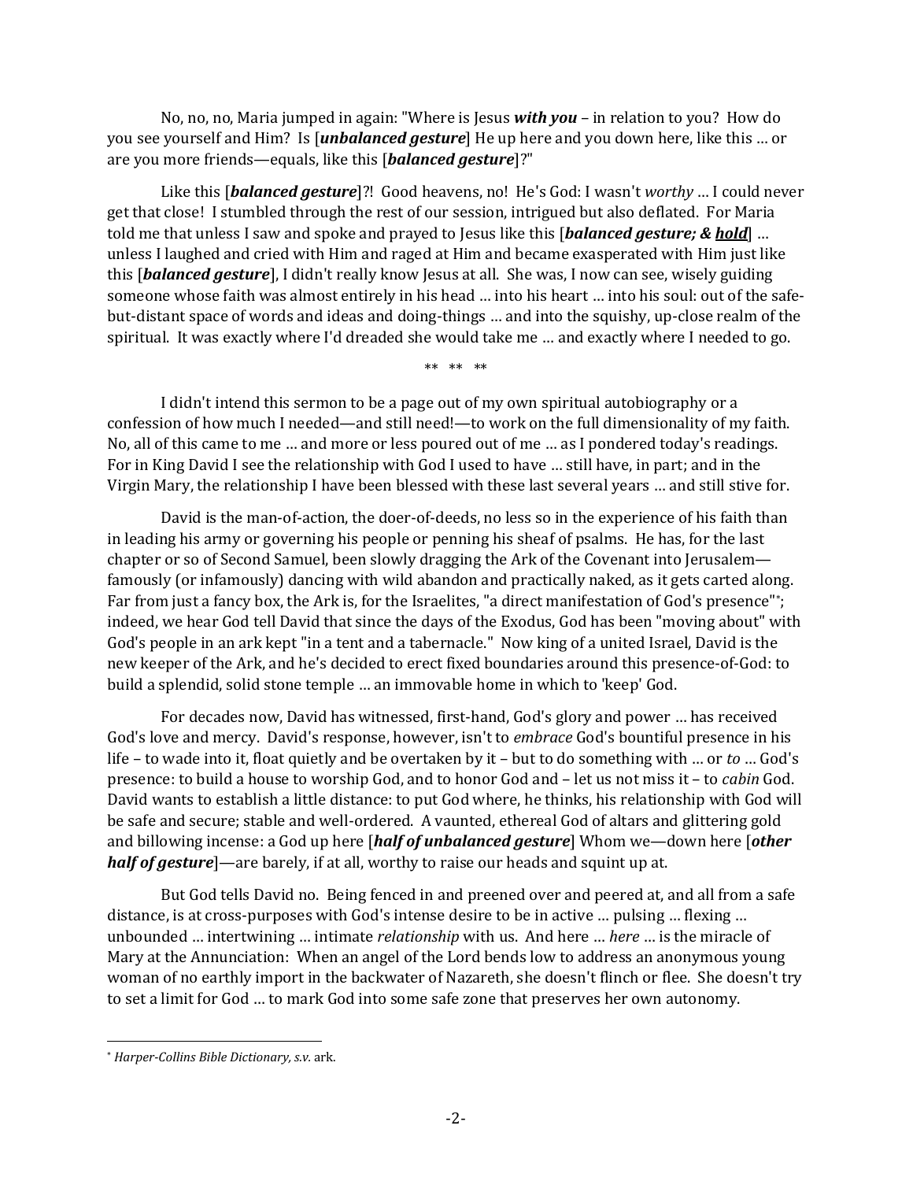No, no, no, Maria jumped in again: "Where is Jesus ***with you*** – in relation to you? How do you see yourself and Him? Is [***unbalanced gesture***] He up here and you down here, like this … or are you more friends—equals, like this [***balanced gesture***]?"

Like this [***balanced gesture***]?! Good heavens, no! He's God: I wasn't *worthy* … I could never get that close! I stumbled through the rest of our session, intrigued but also deflated. For Maria told me that unless I saw and spoke and prayed to Jesus like this [***balanced gesture; & <u>hold</u>***] … unless I laughed and cried with Him and raged at Him and became exasperated with Him just like this [***balanced gesture***], I didn't really know Jesus at all. She was, I now can see, wisely guiding someone whose faith was almost entirely in his head … into his heart … into his soul: out of the safe-but-distant space of words and ideas and doing-things … and into the squishy, up-close realm of the spiritual. It was exactly where I'd dreaded she would take me … and exactly where I needed to go.

** ** **

I didn't intend this sermon to be a page out of my own spiritual autobiography or a confession of how much I needed—and still need!—to work on the full dimensionality of my faith. No, all of this came to me … and more or less poured out of me … as I pondered today's readings. For in King David I see the relationship with God I used to have … still have, in part; and in the Virgin Mary, the relationship I have been blessed with these last several years … and still stive for.

David is the man-of-action, the doer-of-deeds, no less so in the experience of his faith than in leading his army or governing his people or penning his sheaf of psalms. He has, for the last chapter or so of Second Samuel, been slowly dragging the Ark of the Covenant into Jerusalem—famously (or infamously) dancing with wild abandon and practically naked, as it gets carted along. Far from just a fancy box, the Ark is, for the Israelites, "a direct manifestation of God's presence"*; indeed, we hear God tell David that since the days of the Exodus, God has been "moving about" with God's people in an ark kept "in a tent and a tabernacle." Now king of a united Israel, David is the new keeper of the Ark, and he's decided to erect fixed boundaries around this presence-of-God: to build a splendid, solid stone temple … an immovable home in which to 'keep' God.

For decades now, David has witnessed, first-hand, God's glory and power … has received God's love and mercy. David's response, however, isn't to *embrace* God's bountiful presence in his life – to wade into it, float quietly and be overtaken by it – but to do something with … or *to* … God's presence: to build a house to worship God, and to honor God and – let us not miss it – to *cabin* God. David wants to establish a little distance: to put God where, he thinks, his relationship with God will be safe and secure; stable and well-ordered. A vaunted, ethereal God of altars and glittering gold and billowing incense: a God up here [***half of unbalanced gesture***] Whom we—down here [***other half of gesture***]—are barely, if at all, worthy to raise our heads and squint up at.

But God tells David no. Being fenced in and preened over and peered at, and all from a safe distance, is at cross-purposes with God's intense desire to be in active … pulsing … flexing … unbounded … intertwining … intimate *relationship* with us. And here … *here* … is the miracle of Mary at the Annunciation: When an angel of the Lord bends low to address an anonymous young woman of no earthly import in the backwater of Nazareth, she doesn't flinch or flee. She doesn't try to set a limit for God … to mark God into some safe zone that preserves her own autonomy.

---

* *Harper-Collins Bible Dictionary, s.v.* ark.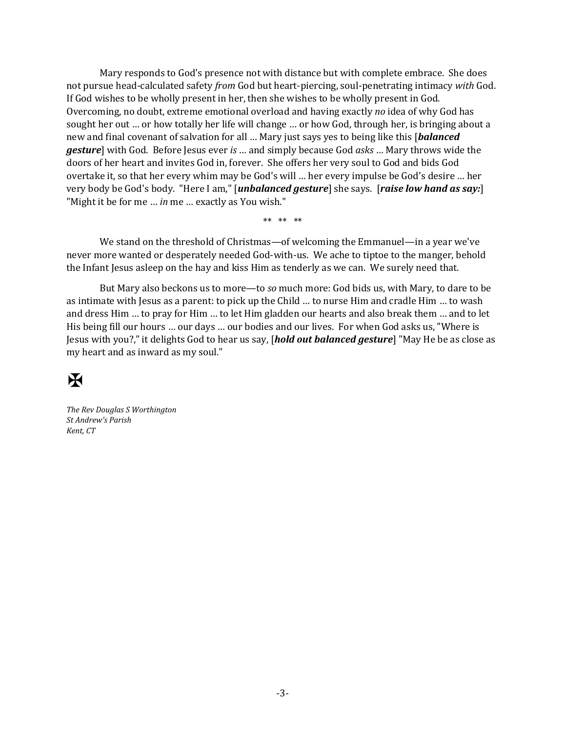Mary responds to God's presence not with distance but with complete embrace. She does not pursue head-calculated safety *from* God but heart-piercing, soul-penetrating intimacy *with* God. If God wishes to be wholly present in her, then she wishes to be wholly present in God. Overcoming, no doubt, extreme emotional overload and having exactly *no* idea of why God has sought her out … or how totally her life will change … or how God, through her, is bringing about a new and final covenant of salvation for all … Mary just says yes to being like this [***balanced gesture***] with God. Before Jesus ever *is* … and simply because God *asks* … Mary throws wide the doors of her heart and invites God in, forever. She offers her very soul to God and bids God overtake it, so that her every whim may be God's will … her every impulse be God's desire … her very body be God's body. "Here I am," [***unbalanced gesture***] she says. [***raise low hand as say:***] "Might it be for me … *in* me … exactly as You wish."

** ** **

We stand on the threshold of Christmas—of welcoming the Emmanuel—in a year we've never more wanted or desperately needed God-with-us. We ache to tiptoe to the manger, behold the Infant Jesus asleep on the hay and kiss Him as tenderly as we can. We surely need that.

But Mary also beckons us to more—to *so* much more: God bids us, with Mary, to dare to be as intimate with Jesus as a parent: to pick up the Child … to nurse Him and cradle Him … to wash and dress Him … to pray for Him … to let Him gladden our hearts and also break them … and to let His being fill our hours … our days … our bodies and our lives. For when God asks us, "Where is Jesus with you?," it delights God to hear us say, [***hold out balanced gesture***] "May He be as close as my heart and as inward as my soul."

✠

*The Rev Douglas S Worthington*
*St Andrew's Parish*
*Kent, CT*